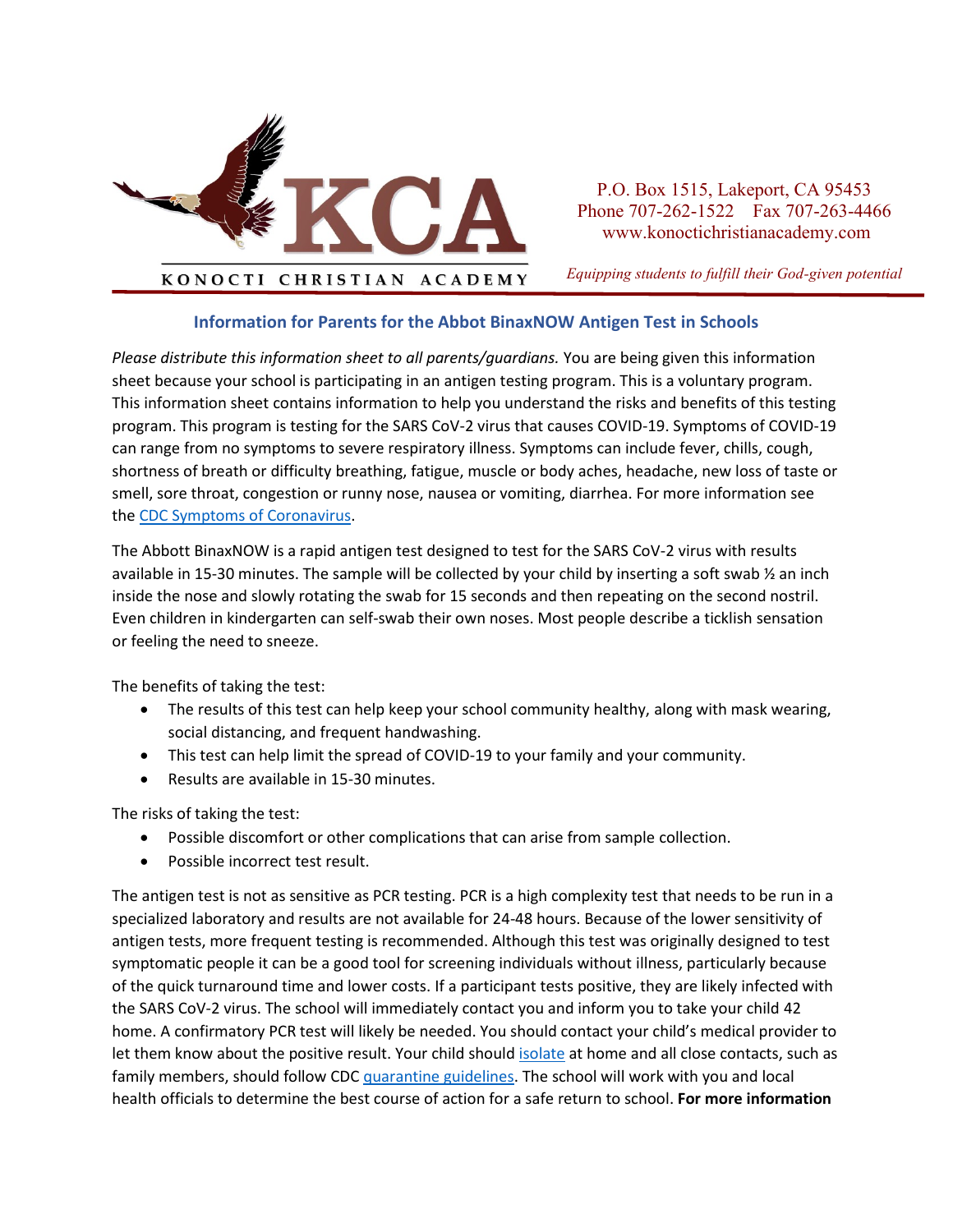KONOCTI CHRISTIAN ACADEMY

P.O. Box 1515, Lakeport, CA 95453
Phone 707-262-1522 Fax 707-263-4466
www.konoctichristianacademy.com

*Equipping students to fulfill their God-given potential*

## Information for Parents for the Abbot BinaxNOW Antigen Test in Schools

*Please distribute this information sheet to all parents/guardians.* You are being given this information sheet because your school is participating in an antigen testing program. This is a voluntary program. This information sheet contains information to help you understand the risks and benefits of this testing program. This program is testing for the SARS CoV-2 virus that causes COVID-19. Symptoms of COVID-19 can range from no symptoms to severe respiratory illness. Symptoms can include fever, chills, cough, shortness of breath or difficulty breathing, fatigue, muscle or body aches, headache, new loss of taste or smell, sore throat, congestion or runny nose, nausea or vomiting, diarrhea. For more information see the CDC Symptoms of Coronavirus.

The Abbott BinaxNOW is a rapid antigen test designed to test for the SARS CoV-2 virus with results available in 15-30 minutes. The sample will be collected by your child by inserting a soft swab ½ an inch inside the nose and slowly rotating the swab for 15 seconds and then repeating on the second nostril. Even children in kindergarten can self-swab their own noses. Most people describe a ticklish sensation or feeling the need to sneeze.

The benefits of taking the test:

- The results of this test can help keep your school community healthy, along with mask wearing, social distancing, and frequent handwashing.
- This test can help limit the spread of COVID-19 to your family and your community.
- Results are available in 15-30 minutes.

The risks of taking the test:

- Possible discomfort or other complications that can arise from sample collection.
- Possible incorrect test result.

The antigen test is not as sensitive as PCR testing. PCR is a high complexity test that needs to be run in a specialized laboratory and results are not available for 24-48 hours. Because of the lower sensitivity of antigen tests, more frequent testing is recommended. Although this test was originally designed to test symptomatic people it can be a good tool for screening individuals without illness, particularly because of the quick turnaround time and lower costs. If a participant tests positive, they are likely infected with the SARS CoV-2 virus. The school will immediately contact you and inform you to take your child 42 home. A confirmatory PCR test will likely be needed. You should contact your child's medical provider to let them know about the positive result. Your child should isolate at home and all close contacts, such as family members, should follow CDC quarantine guidelines. The school will work with you and local health officials to determine the best course of action for a safe return to school. **For more information**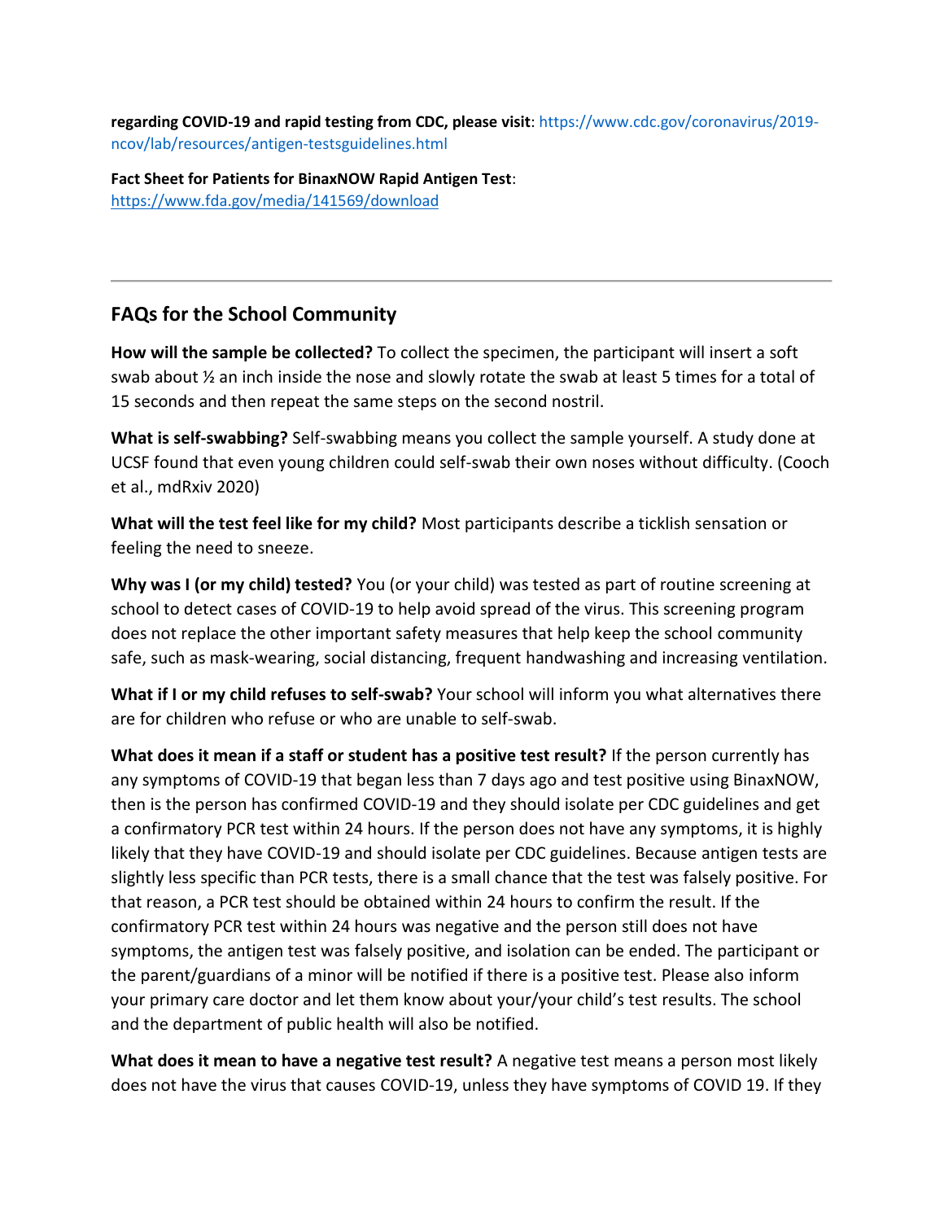**regarding COVID-19 and rapid testing from CDC, please visit**: https://www.cdc.gov/coronavirus/2019-ncov/lab/resources/antigen-testsguidelines.html

**Fact Sheet for Patients for BinaxNOW Rapid Antigen Test**: https://www.fda.gov/media/141569/download

---

## FAQs for the School Community

**How will the sample be collected?** To collect the specimen, the participant will insert a soft swab about ½ an inch inside the nose and slowly rotate the swab at least 5 times for a total of 15 seconds and then repeat the same steps on the second nostril.

**What is self-swabbing?** Self-swabbing means you collect the sample yourself. A study done at UCSF found that even young children could self-swab their own noses without difficulty. (Cooch et al., mdRxiv 2020)

**What will the test feel like for my child?** Most participants describe a ticklish sensation or feeling the need to sneeze.

**Why was I (or my child) tested?** You (or your child) was tested as part of routine screening at school to detect cases of COVID-19 to help avoid spread of the virus. This screening program does not replace the other important safety measures that help keep the school community safe, such as mask-wearing, social distancing, frequent handwashing and increasing ventilation.

**What if I or my child refuses to self-swab?** Your school will inform you what alternatives there are for children who refuse or who are unable to self-swab.

**What does it mean if a staff or student has a positive test result?** If the person currently has any symptoms of COVID-19 that began less than 7 days ago and test positive using BinaxNOW, then is the person has confirmed COVID-19 and they should isolate per CDC guidelines and get a confirmatory PCR test within 24 hours. If the person does not have any symptoms, it is highly likely that they have COVID-19 and should isolate per CDC guidelines. Because antigen tests are slightly less specific than PCR tests, there is a small chance that the test was falsely positive. For that reason, a PCR test should be obtained within 24 hours to confirm the result. If the confirmatory PCR test within 24 hours was negative and the person still does not have symptoms, the antigen test was falsely positive, and isolation can be ended. The participant or the parent/guardians of a minor will be notified if there is a positive test. Please also inform your primary care doctor and let them know about your/your child's test results. The school and the department of public health will also be notified.

**What does it mean to have a negative test result?** A negative test means a person most likely does not have the virus that causes COVID-19, unless they have symptoms of COVID 19. If they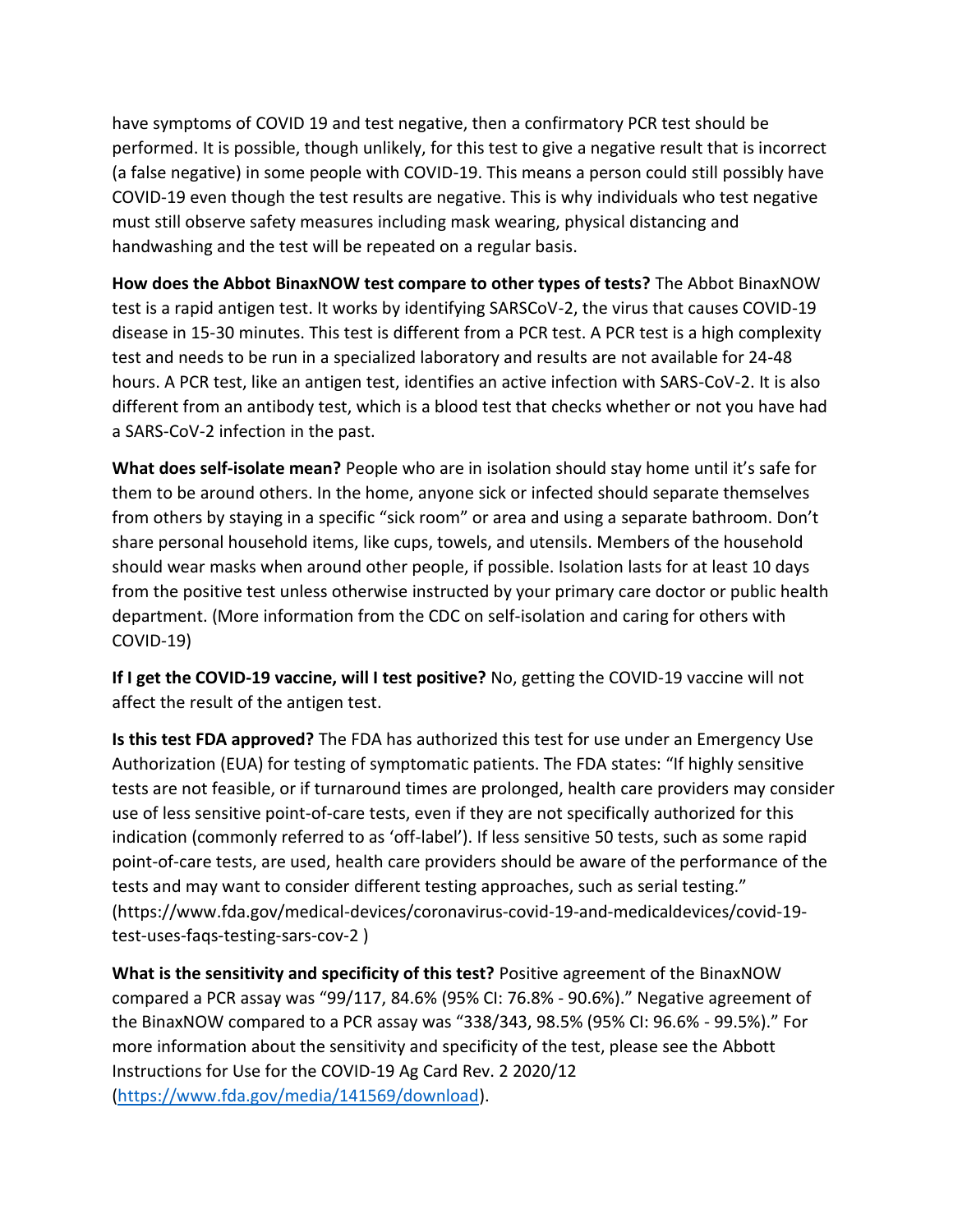have symptoms of COVID 19 and test negative, then a confirmatory PCR test should be performed. It is possible, though unlikely, for this test to give a negative result that is incorrect (a false negative) in some people with COVID-19. This means a person could still possibly have COVID-19 even though the test results are negative. This is why individuals who test negative must still observe safety measures including mask wearing, physical distancing and handwashing and the test will be repeated on a regular basis.

**How does the Abbot BinaxNOW test compare to other types of tests?** The Abbot BinaxNOW test is a rapid antigen test. It works by identifying SARSCoV-2, the virus that causes COVID-19 disease in 15-30 minutes. This test is different from a PCR test. A PCR test is a high complexity test and needs to be run in a specialized laboratory and results are not available for 24-48 hours. A PCR test, like an antigen test, identifies an active infection with SARS-CoV-2. It is also different from an antibody test, which is a blood test that checks whether or not you have had a SARS-CoV-2 infection in the past.

**What does self-isolate mean?** People who are in isolation should stay home until it's safe for them to be around others. In the home, anyone sick or infected should separate themselves from others by staying in a specific "sick room" or area and using a separate bathroom. Don't share personal household items, like cups, towels, and utensils. Members of the household should wear masks when around other people, if possible. Isolation lasts for at least 10 days from the positive test unless otherwise instructed by your primary care doctor or public health department. (More information from the CDC on self-isolation and caring for others with COVID-19)

**If I get the COVID-19 vaccine, will I test positive?** No, getting the COVID-19 vaccine will not affect the result of the antigen test.

**Is this test FDA approved?** The FDA has authorized this test for use under an Emergency Use Authorization (EUA) for testing of symptomatic patients. The FDA states: "If highly sensitive tests are not feasible, or if turnaround times are prolonged, health care providers may consider use of less sensitive point-of-care tests, even if they are not specifically authorized for this indication (commonly referred to as 'off-label'). If less sensitive 50 tests, such as some rapid point-of-care tests, are used, health care providers should be aware of the performance of the tests and may want to consider different testing approaches, such as serial testing." (https://www.fda.gov/medical-devices/coronavirus-covid-19-and-medicaldevices/covid-19-test-uses-faqs-testing-sars-cov-2 )

**What is the sensitivity and specificity of this test?** Positive agreement of the BinaxNOW compared a PCR assay was "99/117, 84.6% (95% CI: 76.8% - 90.6%)." Negative agreement of the BinaxNOW compared to a PCR assay was "338/343, 98.5% (95% CI: 96.6% - 99.5%)." For more information about the sensitivity and specificity of the test, please see the Abbott Instructions for Use for the COVID-19 Ag Card Rev. 2 2020/12 ([https://www.fda.gov/media/141569/download](https://www.fda.gov/media/141569/download)).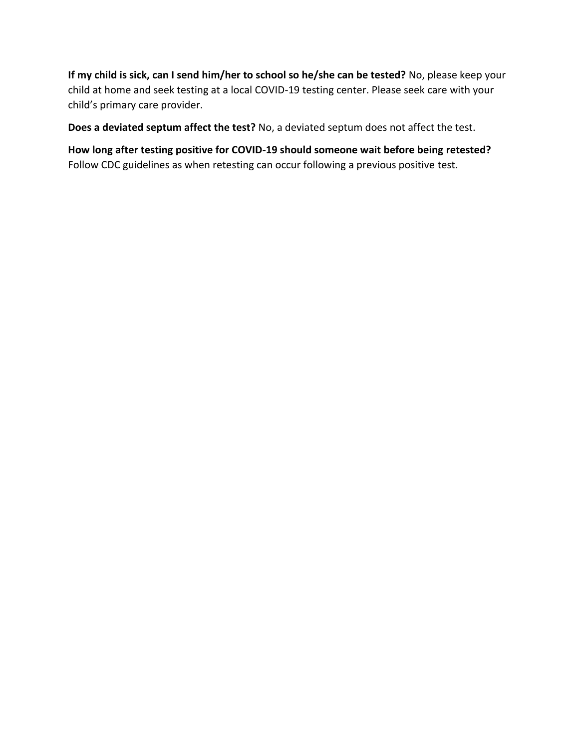**If my child is sick, can I send him/her to school so he/she can be tested?** No, please keep your child at home and seek testing at a local COVID-19 testing center. Please seek care with your child's primary care provider.

**Does a deviated septum affect the test?** No, a deviated septum does not affect the test.

**How long after testing positive for COVID-19 should someone wait before being retested?** Follow CDC guidelines as when retesting can occur following a previous positive test.